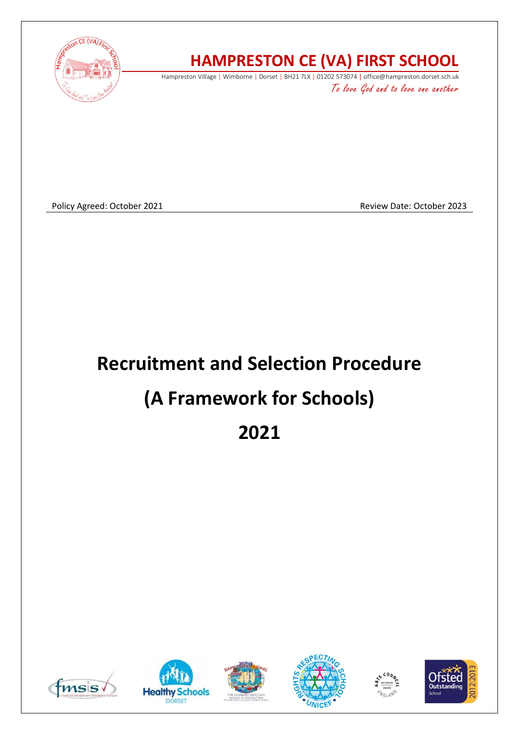# HAMPRESTON CE (VA) FIRST SCHOOL

Hampreston Village | Wimborne | Dorset | BH21 7LX | 01202 573074 | office@hampreston.dorset.sch.uk

*To love God and to love one another*

Policy Agreed: October 2021 Review Date: October 2023

# Recruitment and Selection Procedure

# (A Framework for Schools)

# 2021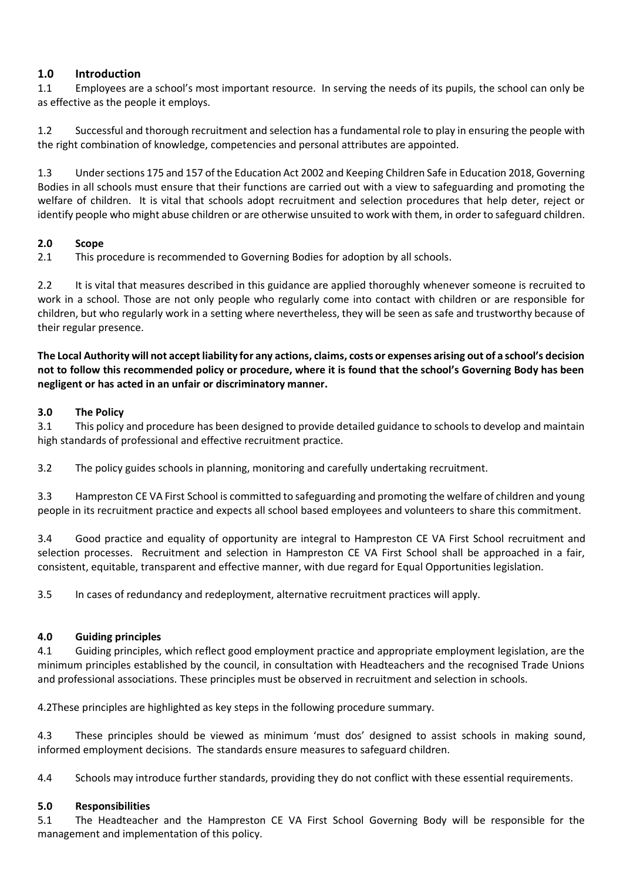## 1.0 Introduction

1.1 Employees are a school's most important resource. In serving the needs of its pupils, the school can only be as effective as the people it employs.

1.2 Successful and thorough recruitment and selection has a fundamental role to play in ensuring the people with the right combination of knowledge, competencies and personal attributes are appointed.

1.3 Under sections 175 and 157 of the Education Act 2002 and Keeping Children Safe in Education 2018, Governing Bodies in all schools must ensure that their functions are carried out with a view to safeguarding and promoting the welfare of children. It is vital that schools adopt recruitment and selection procedures that help deter, reject or identify people who might abuse children or are otherwise unsuited to work with them, in order to safeguard children.

## 2.0 Scope

2.1 This procedure is recommended to Governing Bodies for adoption by all schools.

2.2 It is vital that measures described in this guidance are applied thoroughly whenever someone is recruited to work in a school. Those are not only people who regularly come into contact with children or are responsible for children, but who regularly work in a setting where nevertheless, they will be seen as safe and trustworthy because of their regular presence.

**The Local Authority will not accept liability for any actions, claims, costs or expenses arising out of a school's decision not to follow this recommended policy or procedure, where it is found that the school's Governing Body has been negligent or has acted in an unfair or discriminatory manner.**

## 3.0 The Policy

3.1 This policy and procedure has been designed to provide detailed guidance to schools to develop and maintain high standards of professional and effective recruitment practice.

3.2 The policy guides schools in planning, monitoring and carefully undertaking recruitment.

3.3 Hampreston CE VA First School is committed to safeguarding and promoting the welfare of children and young people in its recruitment practice and expects all school based employees and volunteers to share this commitment.

3.4 Good practice and equality of opportunity are integral to Hampreston CE VA First School recruitment and selection processes. Recruitment and selection in Hampreston CE VA First School shall be approached in a fair, consistent, equitable, transparent and effective manner, with due regard for Equal Opportunities legislation.

3.5 In cases of redundancy and redeployment, alternative recruitment practices will apply.

## 4.0 Guiding principles

4.1 Guiding principles, which reflect good employment practice and appropriate employment legislation, are the minimum principles established by the council, in consultation with Headteachers and the recognised Trade Unions and professional associations. These principles must be observed in recruitment and selection in schools.

4.2These principles are highlighted as key steps in the following procedure summary.

4.3 These principles should be viewed as minimum 'must dos' designed to assist schools in making sound, informed employment decisions. The standards ensure measures to safeguard children.

4.4 Schools may introduce further standards, providing they do not conflict with these essential requirements.

## 5.0 Responsibilities

5.1 The Headteacher and the Hampreston CE VA First School Governing Body will be responsible for the management and implementation of this policy.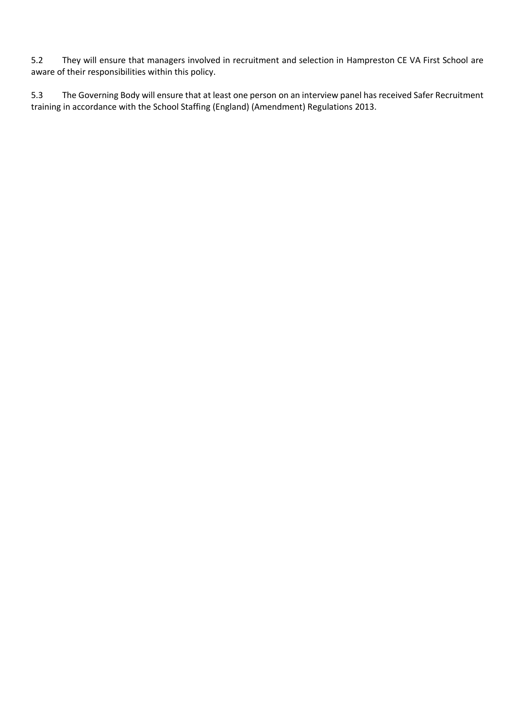5.2 They will ensure that managers involved in recruitment and selection in Hampreston CE VA First School are aware of their responsibilities within this policy.

5.3 The Governing Body will ensure that at least one person on an interview panel has received Safer Recruitment training in accordance with the School Staffing (England) (Amendment) Regulations 2013.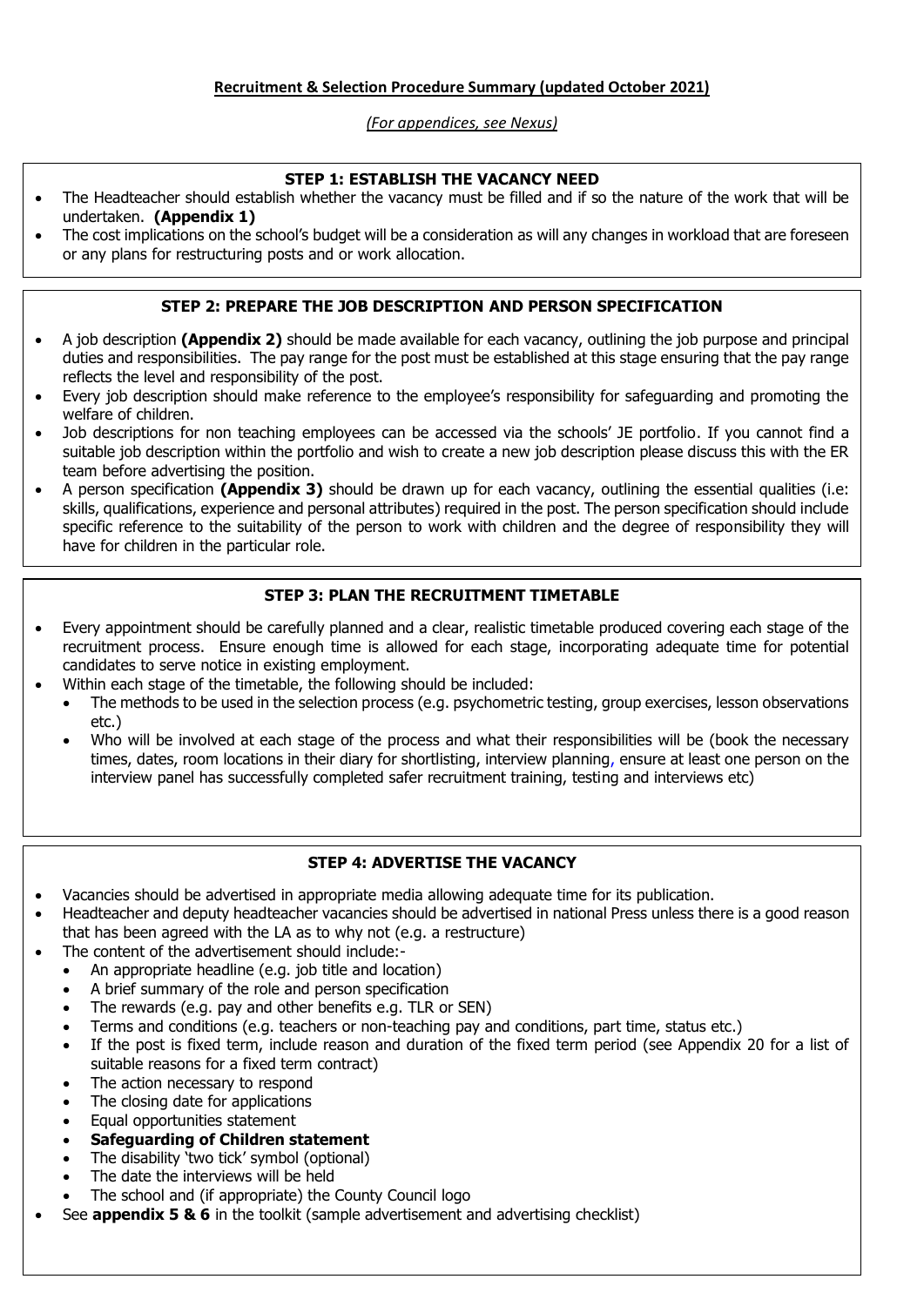**Recruitment & Selection Procedure Summary (updated October 2021)**

*(For appendices, see Nexus)*

### STEP 1: ESTABLISH THE VACANCY NEED

- The Headteacher should establish whether the vacancy must be filled and if so the nature of the work that will be undertaken. **(Appendix 1)**
- The cost implications on the school's budget will be a consideration as will any changes in workload that are foreseen or any plans for restructuring posts and or work allocation.

### STEP 2: PREPARE THE JOB DESCRIPTION AND PERSON SPECIFICATION

- A job description **(Appendix 2)** should be made available for each vacancy, outlining the job purpose and principal duties and responsibilities. The pay range for the post must be established at this stage ensuring that the pay range reflects the level and responsibility of the post.
- Every job description should make reference to the employee's responsibility for safeguarding and promoting the welfare of children.
- Job descriptions for non teaching employees can be accessed via the schools' JE portfolio. If you cannot find a suitable job description within the portfolio and wish to create a new job description please discuss this with the ER team before advertising the position.
- A person specification **(Appendix 3)** should be drawn up for each vacancy, outlining the essential qualities (i.e: skills, qualifications, experience and personal attributes) required in the post. The person specification should include specific reference to the suitability of the person to work with children and the degree of responsibility they will have for children in the particular role.

### STEP 3: PLAN THE RECRUITMENT TIMETABLE

- Every appointment should be carefully planned and a clear, realistic timetable produced covering each stage of the recruitment process. Ensure enough time is allowed for each stage, incorporating adequate time for potential candidates to serve notice in existing employment.
- Within each stage of the timetable, the following should be included:
  - The methods to be used in the selection process (e.g. psychometric testing, group exercises, lesson observations etc.)
  - Who will be involved at each stage of the process and what their responsibilities will be (book the necessary times, dates, room locations in their diary for shortlisting, interview planning, ensure at least one person on the interview panel has successfully completed safer recruitment training, testing and interviews etc)

### STEP 4: ADVERTISE THE VACANCY

- Vacancies should be advertised in appropriate media allowing adequate time for its publication.
- Headteacher and deputy headteacher vacancies should be advertised in national Press unless there is a good reason that has been agreed with the LA as to why not (e.g. a restructure)
- The content of the advertisement should include:-
  - An appropriate headline (e.g. job title and location)
  - A brief summary of the role and person specification
  - The rewards (e.g. pay and other benefits e.g. TLR or SEN)
  - Terms and conditions (e.g. teachers or non-teaching pay and conditions, part time, status etc.)
  - If the post is fixed term, include reason and duration of the fixed term period (see Appendix 20 for a list of suitable reasons for a fixed term contract)
  - The action necessary to respond
  - The closing date for applications
  - Equal opportunities statement
  - **Safeguarding of Children statement**
  - The disability 'two tick' symbol (optional)
  - The date the interviews will be held
  - The school and (if appropriate) the County Council logo
- See **appendix 5 & 6** in the toolkit (sample advertisement and advertising checklist)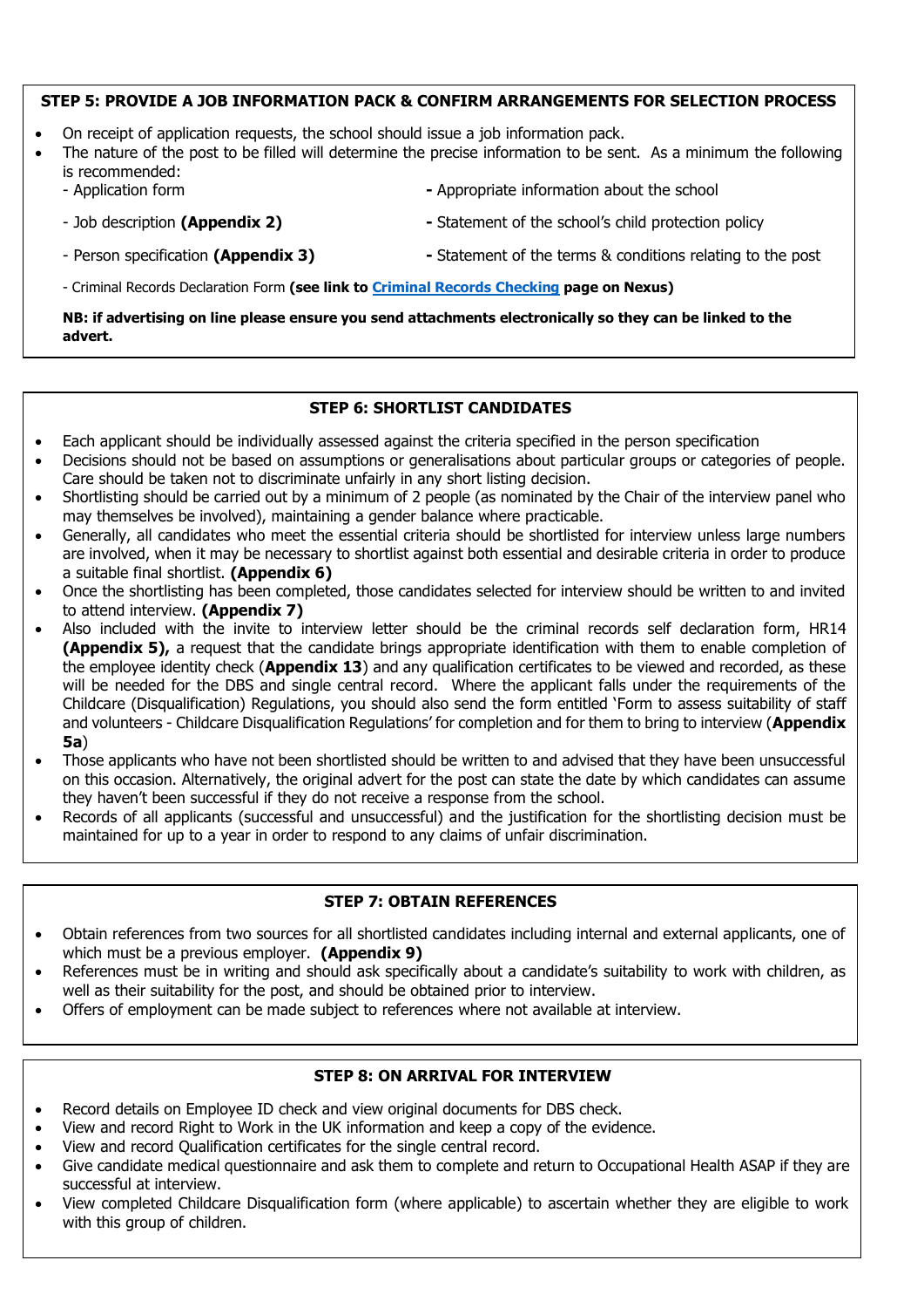## STEP 5: PROVIDE A JOB INFORMATION PACK & CONFIRM ARRANGEMENTS FOR SELECTION PROCESS

- On receipt of application requests, the school should issue a job information pack.
- The nature of the post to be filled will determine the precise information to be sent. As a minimum the following is recommended:
  - Application form
  - Job description **(Appendix 2)**
  - Person specification **(Appendix 3)**
  - Appropriate information about the school
  - Statement of the school's child protection policy
  - Statement of the terms & conditions relating to the post
  - Criminal Records Declaration Form **(see link to [Criminal Records Checking](Criminal Records Checking) page on Nexus)**

**NB: if advertising on line please ensure you send attachments electronically so they can be linked to the advert.**

## STEP 6: SHORTLIST CANDIDATES

- Each applicant should be individually assessed against the criteria specified in the person specification
- Decisions should not be based on assumptions or generalisations about particular groups or categories of people. Care should be taken not to discriminate unfairly in any short listing decision.
- Shortlisting should be carried out by a minimum of 2 people (as nominated by the Chair of the interview panel who may themselves be involved), maintaining a gender balance where practicable.
- Generally, all candidates who meet the essential criteria should be shortlisted for interview unless large numbers are involved, when it may be necessary to shortlist against both essential and desirable criteria in order to produce a suitable final shortlist. **(Appendix 6)**
- Once the shortlisting has been completed, those candidates selected for interview should be written to and invited to attend interview. **(Appendix 7)**
- Also included with the invite to interview letter should be the criminal records self declaration form, HR14 **(Appendix 5),** a request that the candidate brings appropriate identification with them to enable completion of the employee identity check (**Appendix 13**) and any qualification certificates to be viewed and recorded, as these will be needed for the DBS and single central record. Where the applicant falls under the requirements of the Childcare (Disqualification) Regulations, you should also send the form entitled 'Form to assess suitability of staff and volunteers - Childcare Disqualification Regulations' for completion and for them to bring to interview (**Appendix 5a**)
- Those applicants who have not been shortlisted should be written to and advised that they have been unsuccessful on this occasion. Alternatively, the original advert for the post can state the date by which candidates can assume they haven't been successful if they do not receive a response from the school.
- Records of all applicants (successful and unsuccessful) and the justification for the shortlisting decision must be maintained for up to a year in order to respond to any claims of unfair discrimination.

## STEP 7: OBTAIN REFERENCES

- Obtain references from two sources for all shortlisted candidates including internal and external applicants, one of which must be a previous employer. **(Appendix 9)**
- References must be in writing and should ask specifically about a candidate's suitability to work with children, as well as their suitability for the post, and should be obtained prior to interview.
- Offers of employment can be made subject to references where not available at interview.

## STEP 8: ON ARRIVAL FOR INTERVIEW

- Record details on Employee ID check and view original documents for DBS check.
- View and record Right to Work in the UK information and keep a copy of the evidence.
- View and record Qualification certificates for the single central record.
- Give candidate medical questionnaire and ask them to complete and return to Occupational Health ASAP if they are successful at interview.
- View completed Childcare Disqualification form (where applicable) to ascertain whether they are eligible to work with this group of children.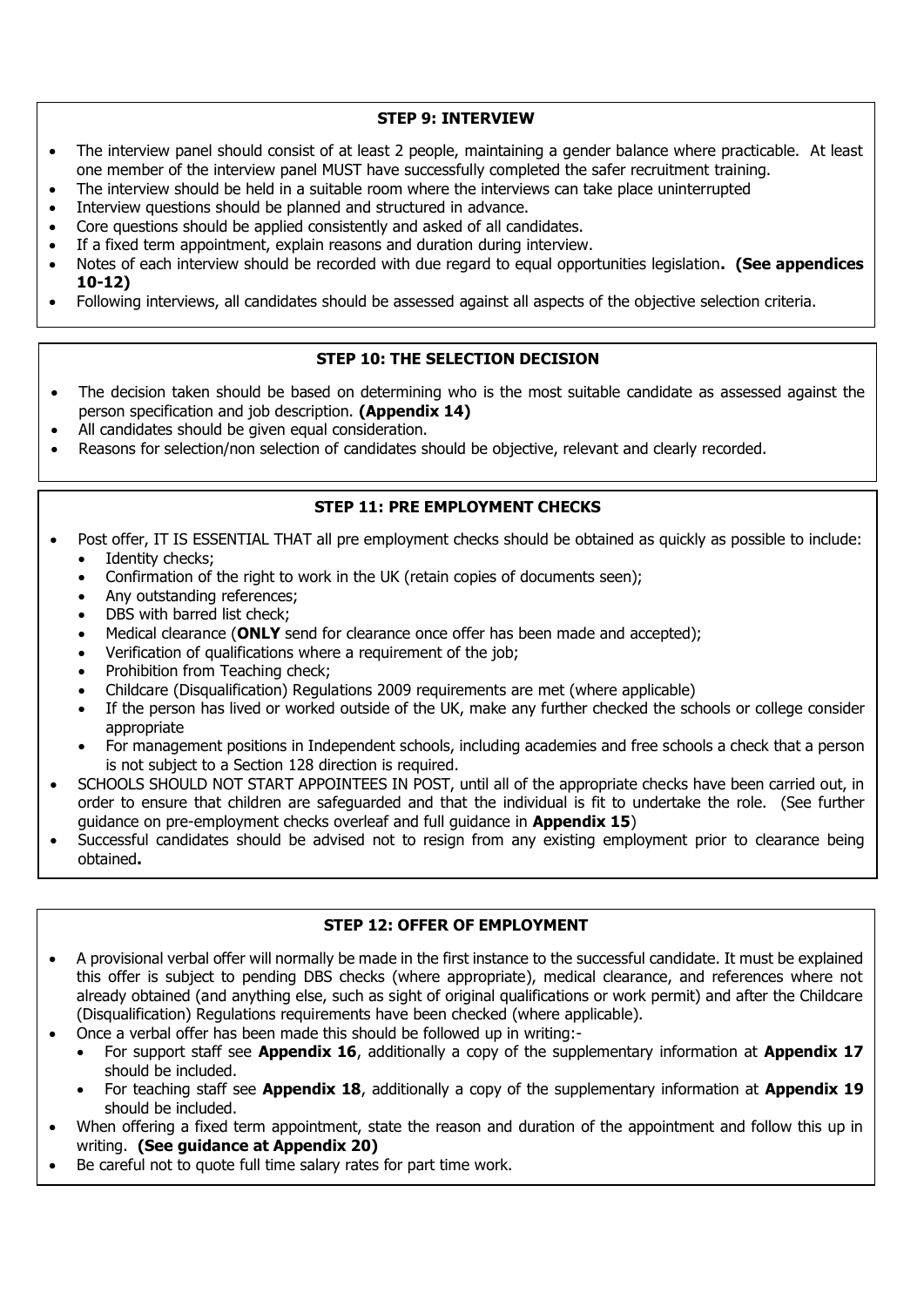### STEP 9: INTERVIEW

- The interview panel should consist of at least 2 people, maintaining a gender balance where practicable. At least one member of the interview panel MUST have successfully completed the safer recruitment training.
- The interview should be held in a suitable room where the interviews can take place uninterrupted
- Interview questions should be planned and structured in advance.
- Core questions should be applied consistently and asked of all candidates.
- If a fixed term appointment, explain reasons and duration during interview.
- Notes of each interview should be recorded with due regard to equal opportunities legislation**. (See appendices 10-12)**
- Following interviews, all candidates should be assessed against all aspects of the objective selection criteria.

### STEP 10: THE SELECTION DECISION

- The decision taken should be based on determining who is the most suitable candidate as assessed against the person specification and job description. **(Appendix 14)**
- All candidates should be given equal consideration.
- Reasons for selection/non selection of candidates should be objective, relevant and clearly recorded.

### STEP 11: PRE EMPLOYMENT CHECKS

- Post offer, IT IS ESSENTIAL THAT all pre employment checks should be obtained as quickly as possible to include:
  - Identity checks;
  - Confirmation of the right to work in the UK (retain copies of documents seen);
  - Any outstanding references;
  - DBS with barred list check;
  - Medical clearance (**ONLY** send for clearance once offer has been made and accepted);
  - Verification of qualifications where a requirement of the job;
  - Prohibition from Teaching check;
  - Childcare (Disqualification) Regulations 2009 requirements are met (where applicable)
  - If the person has lived or worked outside of the UK, make any further checked the schools or college consider appropriate
  - For management positions in Independent schools, including academies and free schools a check that a person is not subject to a Section 128 direction is required.
- SCHOOLS SHOULD NOT START APPOINTEES IN POST, until all of the appropriate checks have been carried out, in order to ensure that children are safeguarded and that the individual is fit to undertake the role. (See further guidance on pre-employment checks overleaf and full guidance in **Appendix 15**)
- Successful candidates should be advised not to resign from any existing employment prior to clearance being obtained**.**

### STEP 12: OFFER OF EMPLOYMENT

- A provisional verbal offer will normally be made in the first instance to the successful candidate. It must be explained this offer is subject to pending DBS checks (where appropriate), medical clearance, and references where not already obtained (and anything else, such as sight of original qualifications or work permit) and after the Childcare (Disqualification) Regulations requirements have been checked (where applicable).
- Once a verbal offer has been made this should be followed up in writing:-
  - For support staff see **Appendix 16**, additionally a copy of the supplementary information at **Appendix 17** should be included.
  - For teaching staff see **Appendix 18**, additionally a copy of the supplementary information at **Appendix 19** should be included.
- When offering a fixed term appointment, state the reason and duration of the appointment and follow this up in writing. **(See guidance at Appendix 20)**
- Be careful not to quote full time salary rates for part time work.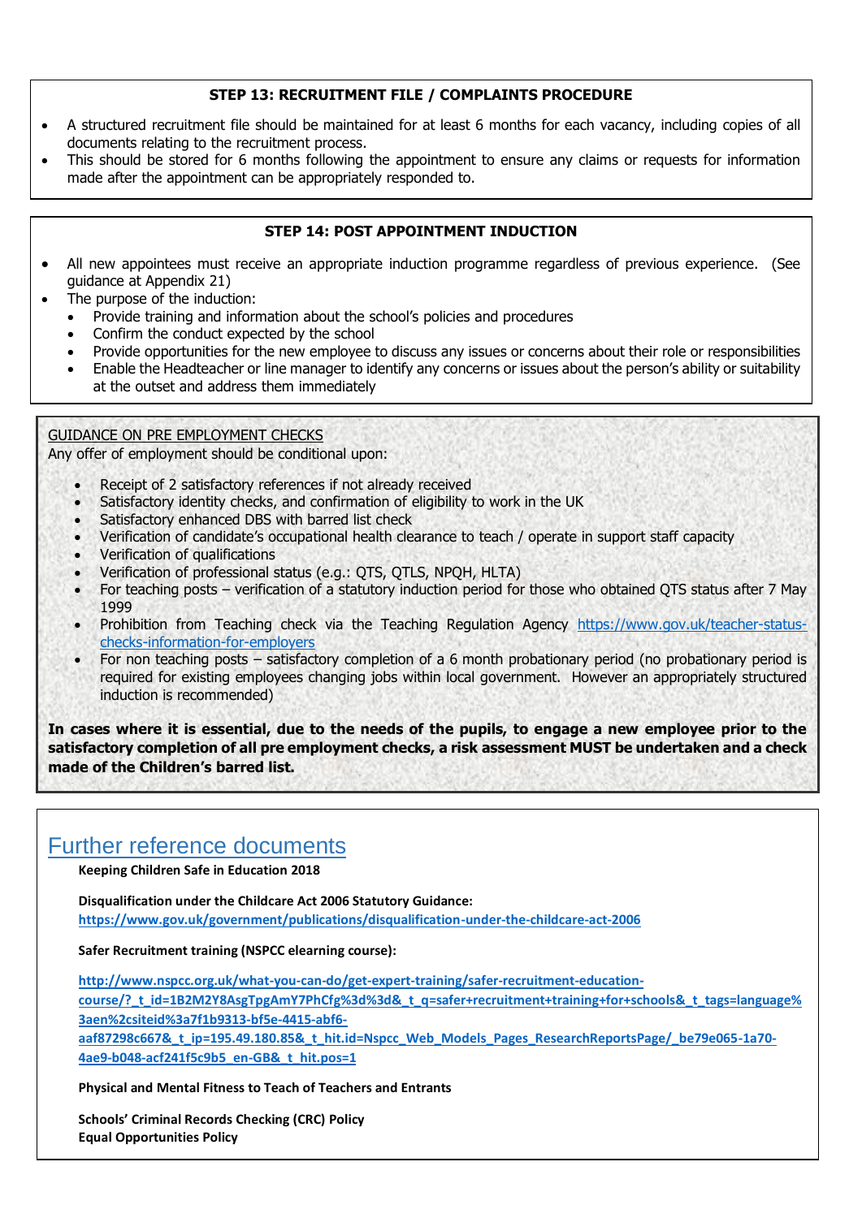### STEP 13: RECRUITMENT FILE / COMPLAINTS PROCEDURE

- A structured recruitment file should be maintained for at least 6 months for each vacancy, including copies of all documents relating to the recruitment process.
- This should be stored for 6 months following the appointment to ensure any claims or requests for information made after the appointment can be appropriately responded to.

### STEP 14: POST APPOINTMENT INDUCTION

- All new appointees must receive an appropriate induction programme regardless of previous experience. (See guidance at Appendix 21)
- The purpose of the induction:
  - Provide training and information about the school's policies and procedures
  - Confirm the conduct expected by the school
  - Provide opportunities for the new employee to discuss any issues or concerns about their role or responsibilities
  - Enable the Headteacher or line manager to identify any concerns or issues about the person's ability or suitability at the outset and address them immediately

GUIDANCE ON PRE EMPLOYMENT CHECKS

Any offer of employment should be conditional upon:

- Receipt of 2 satisfactory references if not already received
- Satisfactory identity checks, and confirmation of eligibility to work in the UK
- Satisfactory enhanced DBS with barred list check
- Verification of candidate's occupational health clearance to teach / operate in support staff capacity
- Verification of qualifications
- Verification of professional status (e.g.: QTS, QTLS, NPQH, HLTA)
- For teaching posts – verification of a statutory induction period for those who obtained QTS status after 7 May 1999
- Prohibition from Teaching check via the Teaching Regulation Agency https://www.gov.uk/teacher-status-checks-information-for-employers
- For non teaching posts – satisfactory completion of a 6 month probationary period (no probationary period is required for existing employees changing jobs within local government. However an appropriately structured induction is recommended)

**In cases where it is essential, due to the needs of the pupils, to engage a new employee prior to the satisfactory completion of all pre employment checks, a risk assessment MUST be undertaken and a check made of the Children's barred list.**

## Further reference documents

**Keeping Children Safe in Education 2018**

**Disqualification under the Childcare Act 2006 Statutory Guidance:**
https://www.gov.uk/government/publications/disqualification-under-the-childcare-act-2006

**Safer Recruitment training (NSPCC elearning course):**

http://www.nspcc.org.uk/what-you-can-do/get-expert-training/safer-recruitment-education-course/?_t_id=1B2M2Y8AsgTpgAmY7PhCfg%3d%3d&_t_q=safer+recruitment+training+for+schools&_t_tags=language%3aen%2csiteid%3a7f1b9313-bf5e-4415-abf6-aaf87298c667&_t_ip=195.49.180.85&_t_hit.id=Nspcc_Web_Models_Pages_ResearchReportsPage/_be79e065-1a70-4ae9-b048-acf241f5c9b5_en-GB&_t_hit.pos=1

**Physical and Mental Fitness to Teach of Teachers and Entrants**

**Schools' Criminal Records Checking (CRC) Policy**
**Equal Opportunities Policy**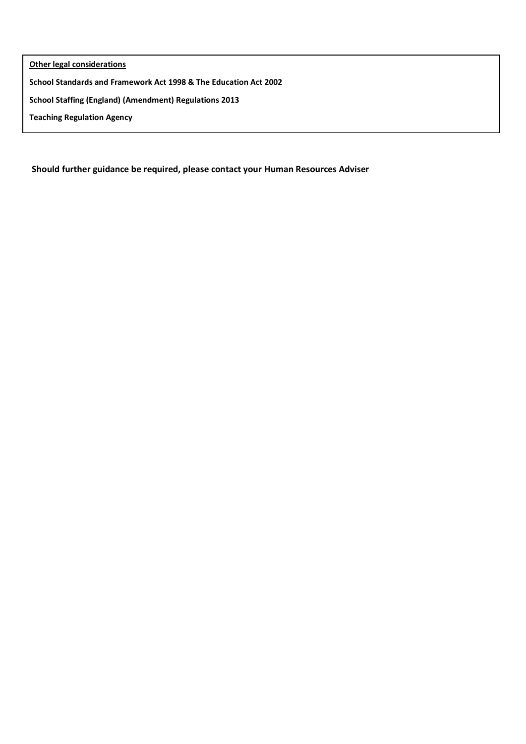**<u>Other legal considerations</u>**

**School Standards and Framework Act 1998 & The Education Act 2002**

**School Staffing (England) (Amendment) Regulations 2013**

**Teaching Regulation Agency**

**Should further guidance be required, please contact your Human Resources Adviser**